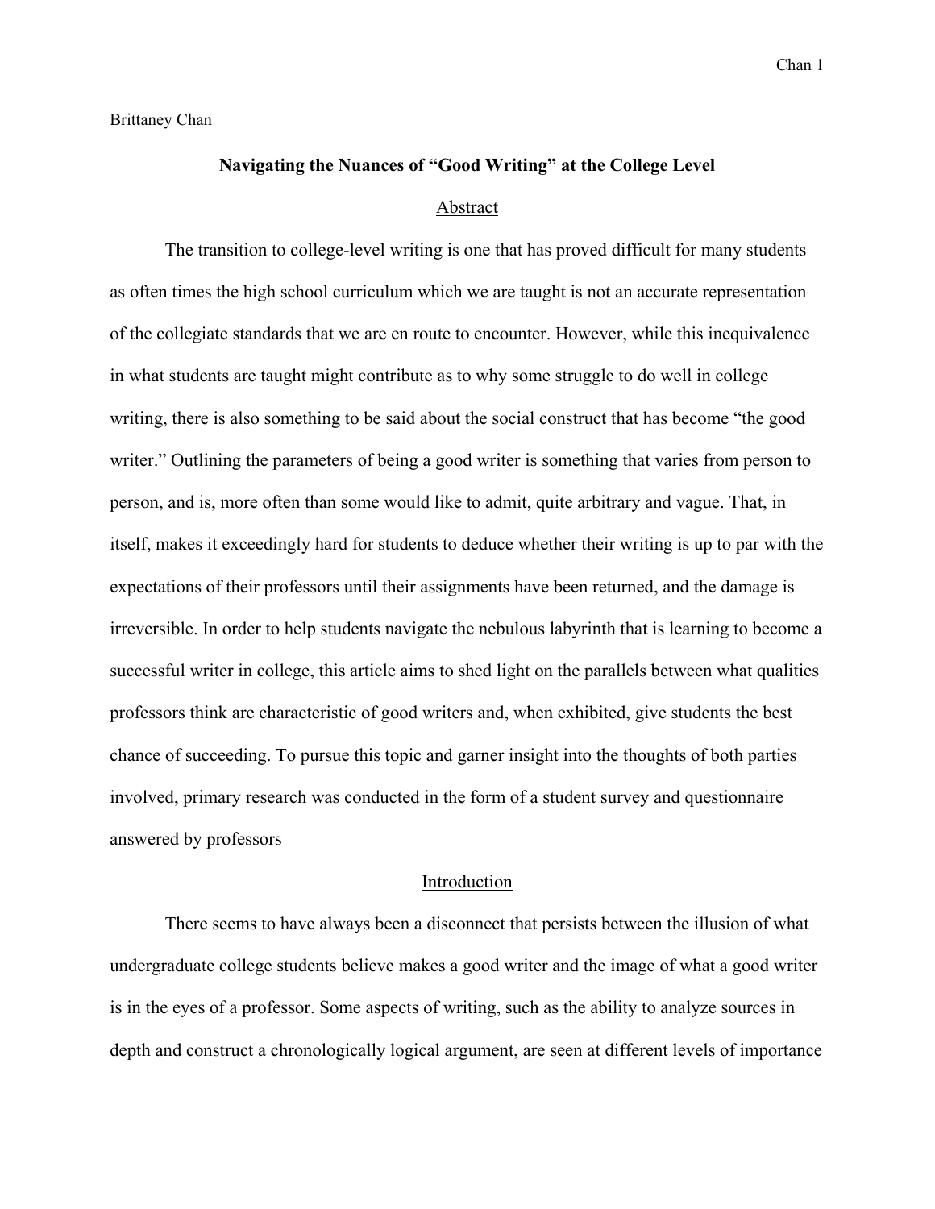Brittaney Chan

# Navigating the Nuances of "Good Writing" at the College Level

## Abstract

The transition to college-level writing is one that has proved difficult for many students as often times the high school curriculum which we are taught is not an accurate representation of the collegiate standards that we are en route to encounter. However, while this inequivalence in what students are taught might contribute as to why some struggle to do well in college writing, there is also something to be said about the social construct that has become "the good writer." Outlining the parameters of being a good writer is something that varies from person to person, and is, more often than some would like to admit, quite arbitrary and vague. That, in itself, makes it exceedingly hard for students to deduce whether their writing is up to par with the expectations of their professors until their assignments have been returned, and the damage is irreversible. In order to help students navigate the nebulous labyrinth that is learning to become a successful writer in college, this article aims to shed light on the parallels between what qualities professors think are characteristic of good writers and, when exhibited, give students the best chance of succeeding. To pursue this topic and garner insight into the thoughts of both parties involved, primary research was conducted in the form of a student survey and questionnaire answered by professors

## Introduction

There seems to have always been a disconnect that persists between the illusion of what undergraduate college students believe makes a good writer and the image of what a good writer is in the eyes of a professor. Some aspects of writing, such as the ability to analyze sources in depth and construct a chronologically logical argument, are seen at different levels of importance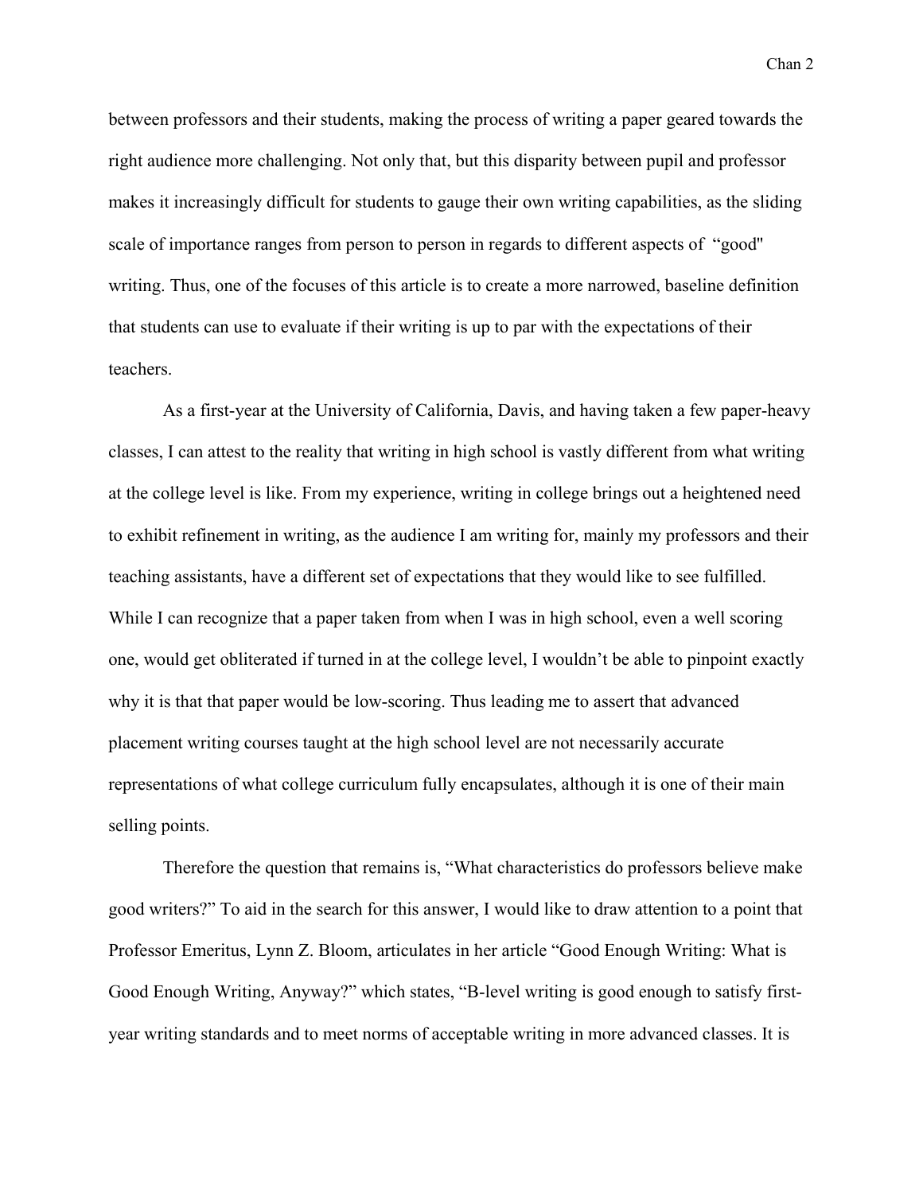between professors and their students, making the process of writing a paper geared towards the right audience more challenging. Not only that, but this disparity between pupil and professor makes it increasingly difficult for students to gauge their own writing capabilities, as the sliding scale of importance ranges from person to person in regards to different aspects of "good" writing. Thus, one of the focuses of this article is to create a more narrowed, baseline definition that students can use to evaluate if their writing is up to par with the expectations of their teachers.

As a first-year at the University of California, Davis, and having taken a few paper-heavy classes, I can attest to the reality that writing in high school is vastly different from what writing at the college level is like. From my experience, writing in college brings out a heightened need to exhibit refinement in writing, as the audience I am writing for, mainly my professors and their teaching assistants, have a different set of expectations that they would like to see fulfilled. While I can recognize that a paper taken from when I was in high school, even a well scoring one, would get obliterated if turned in at the college level, I wouldn't be able to pinpoint exactly why it is that that paper would be low-scoring. Thus leading me to assert that advanced placement writing courses taught at the high school level are not necessarily accurate representations of what college curriculum fully encapsulates, although it is one of their main selling points.

Therefore the question that remains is, "What characteristics do professors believe make good writers?" To aid in the search for this answer, I would like to draw attention to a point that Professor Emeritus, Lynn Z. Bloom, articulates in her article "Good Enough Writing: What is Good Enough Writing, Anyway?" which states, "B-level writing is good enough to satisfy first-year writing standards and to meet norms of acceptable writing in more advanced classes. It is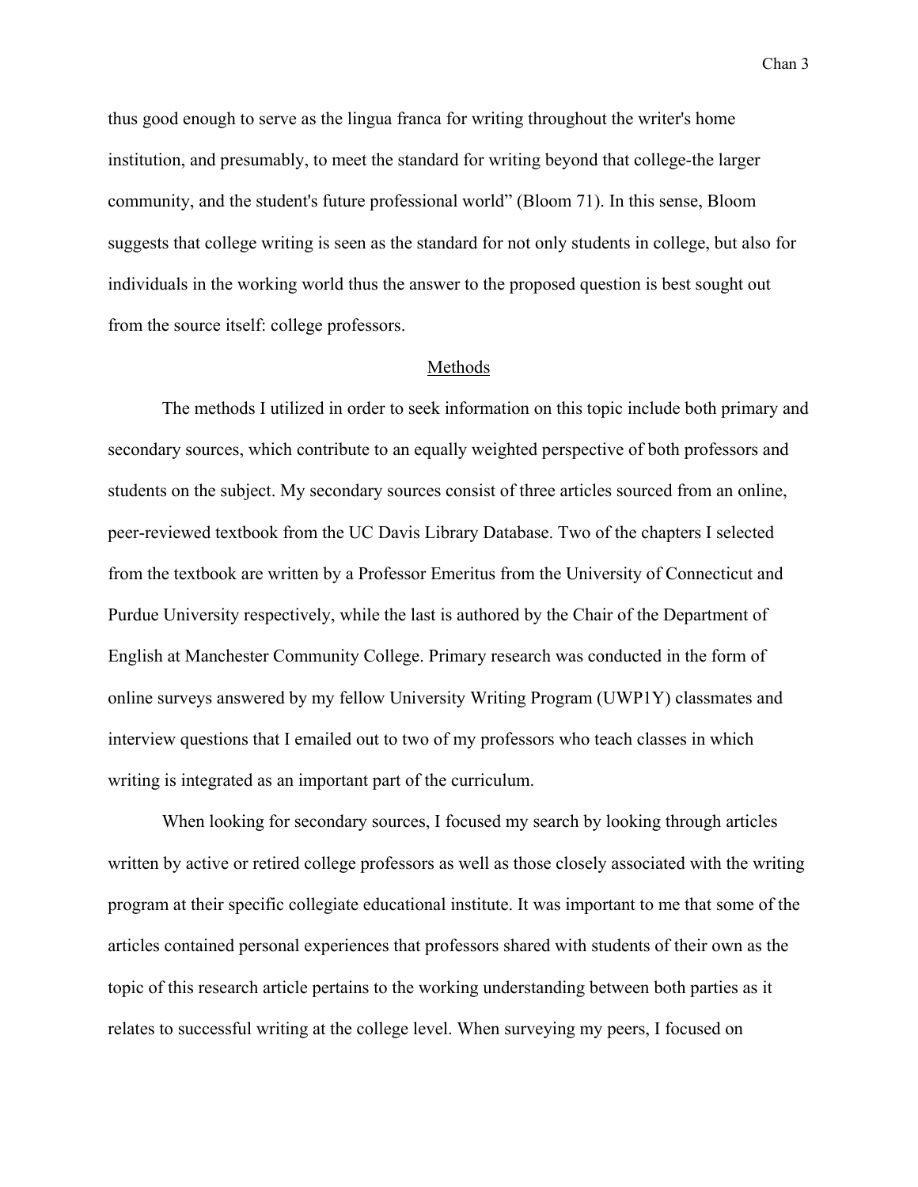thus good enough to serve as the lingua franca for writing throughout the writer's home institution, and presumably, to meet the standard for writing beyond that college-the larger community, and the student's future professional world" (Bloom 71). In this sense, Bloom suggests that college writing is seen as the standard for not only students in college, but also for individuals in the working world thus the answer to the proposed question is best sought out from the source itself: college professors.

## Methods

The methods I utilized in order to seek information on this topic include both primary and secondary sources, which contribute to an equally weighted perspective of both professors and students on the subject. My secondary sources consist of three articles sourced from an online, peer-reviewed textbook from the UC Davis Library Database. Two of the chapters I selected from the textbook are written by a Professor Emeritus from the University of Connecticut and Purdue University respectively, while the last is authored by the Chair of the Department of English at Manchester Community College. Primary research was conducted in the form of online surveys answered by my fellow University Writing Program (UWP1Y) classmates and interview questions that I emailed out to two of my professors who teach classes in which writing is integrated as an important part of the curriculum.

When looking for secondary sources, I focused my search by looking through articles written by active or retired college professors as well as those closely associated with the writing program at their specific collegiate educational institute. It was important to me that some of the articles contained personal experiences that professors shared with students of their own as the topic of this research article pertains to the working understanding between both parties as it relates to successful writing at the college level. When surveying my peers, I focused on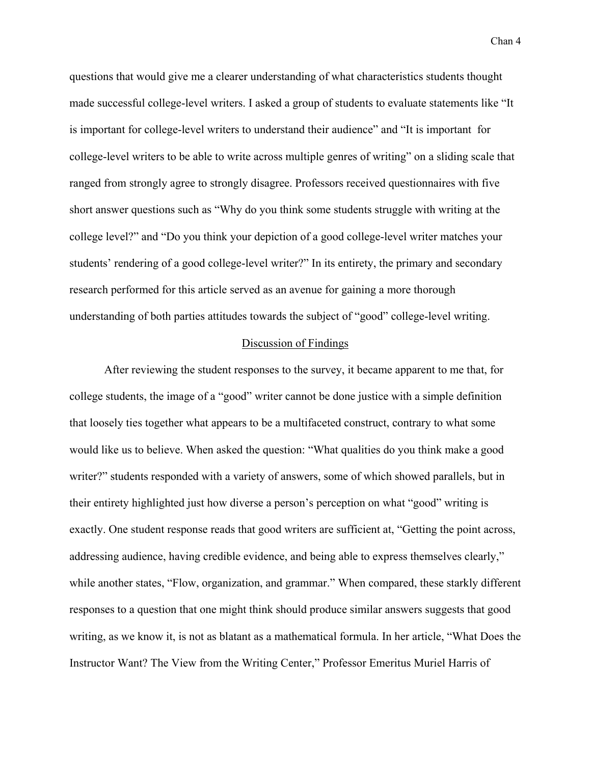questions that would give me a clearer understanding of what characteristics students thought made successful college-level writers. I asked a group of students to evaluate statements like "It is important for college-level writers to understand their audience" and "It is important for college-level writers to be able to write across multiple genres of writing" on a sliding scale that ranged from strongly agree to strongly disagree. Professors received questionnaires with five short answer questions such as "Why do you think some students struggle with writing at the college level?" and "Do you think your depiction of a good college-level writer matches your students' rendering of a good college-level writer?" In its entirety, the primary and secondary research performed for this article served as an avenue for gaining a more thorough understanding of both parties attitudes towards the subject of "good" college-level writing.

## Discussion of Findings

After reviewing the student responses to the survey, it became apparent to me that, for college students, the image of a "good" writer cannot be done justice with a simple definition that loosely ties together what appears to be a multifaceted construct, contrary to what some would like us to believe. When asked the question: "What qualities do you think make a good writer?" students responded with a variety of answers, some of which showed parallels, but in their entirety highlighted just how diverse a person's perception on what "good" writing is exactly. One student response reads that good writers are sufficient at, "Getting the point across, addressing audience, having credible evidence, and being able to express themselves clearly," while another states, "Flow, organization, and grammar." When compared, these starkly different responses to a question that one might think should produce similar answers suggests that good writing, as we know it, is not as blatant as a mathematical formula. In her article, "What Does the Instructor Want? The View from the Writing Center," Professor Emeritus Muriel Harris of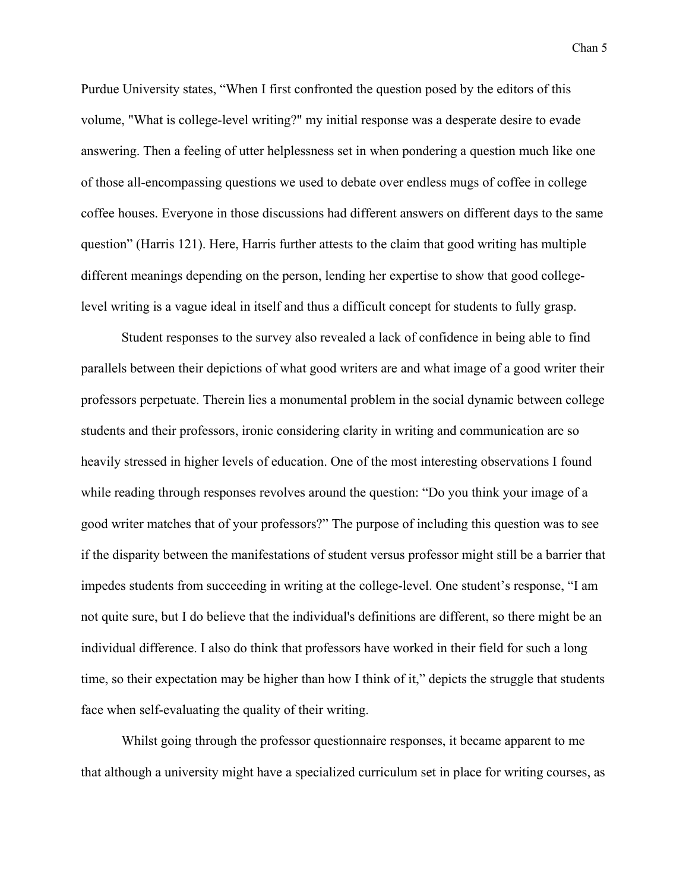Purdue University states, “When I first confronted the question posed by the editors of this volume, "What is college-level writing?" my initial response was a desperate desire to evade answering. Then a feeling of utter helplessness set in when pondering a question much like one of those all-encompassing questions we used to debate over endless mugs of coffee in college coffee houses. Everyone in those discussions had different answers on different days to the same question” (Harris 121). Here, Harris further attests to the claim that good writing has multiple different meanings depending on the person, lending her expertise to show that good college-level writing is a vague ideal in itself and thus a difficult concept for students to fully grasp.

Student responses to the survey also revealed a lack of confidence in being able to find parallels between their depictions of what good writers are and what image of a good writer their professors perpetuate. Therein lies a monumental problem in the social dynamic between college students and their professors, ironic considering clarity in writing and communication are so heavily stressed in higher levels of education. One of the most interesting observations I found while reading through responses revolves around the question: “Do you think your image of a good writer matches that of your professors?” The purpose of including this question was to see if the disparity between the manifestations of student versus professor might still be a barrier that impedes students from succeeding in writing at the college-level. One student’s response, “I am not quite sure, but I do believe that the individual's definitions are different, so there might be an individual difference. I also do think that professors have worked in their field for such a long time, so their expectation may be higher than how I think of it,” depicts the struggle that students face when self-evaluating the quality of their writing.

Whilst going through the professor questionnaire responses, it became apparent to me that although a university might have a specialized curriculum set in place for writing courses, as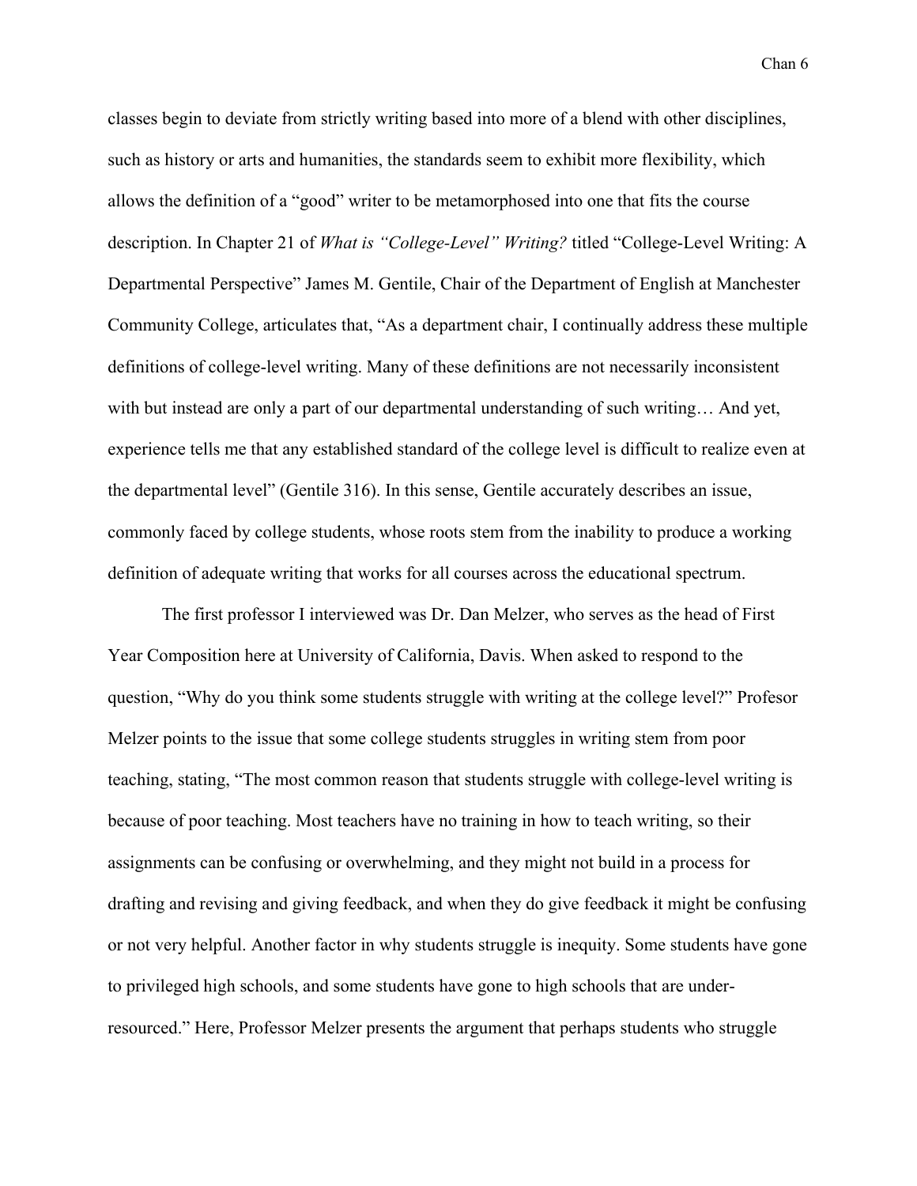classes begin to deviate from strictly writing based into more of a blend with other disciplines, such as history or arts and humanities, the standards seem to exhibit more flexibility, which allows the definition of a "good" writer to be metamorphosed into one that fits the course description. In Chapter 21 of *What is "College-Level" Writing?* titled "College-Level Writing: A Departmental Perspective" James M. Gentile, Chair of the Department of English at Manchester Community College, articulates that, "As a department chair, I continually address these multiple definitions of college-level writing. Many of these definitions are not necessarily inconsistent with but instead are only a part of our departmental understanding of such writing… And yet, experience tells me that any established standard of the college level is difficult to realize even at the departmental level" (Gentile 316). In this sense, Gentile accurately describes an issue, commonly faced by college students, whose roots stem from the inability to produce a working definition of adequate writing that works for all courses across the educational spectrum.

The first professor I interviewed was Dr. Dan Melzer, who serves as the head of First Year Composition here at University of California, Davis. When asked to respond to the question, "Why do you think some students struggle with writing at the college level?" Profesor Melzer points to the issue that some college students struggles in writing stem from poor teaching, stating, "The most common reason that students struggle with college-level writing is because of poor teaching. Most teachers have no training in how to teach writing, so their assignments can be confusing or overwhelming, and they might not build in a process for drafting and revising and giving feedback, and when they do give feedback it might be confusing or not very helpful. Another factor in why students struggle is inequity. Some students have gone to privileged high schools, and some students have gone to high schools that are under-resourced." Here, Professor Melzer presents the argument that perhaps students who struggle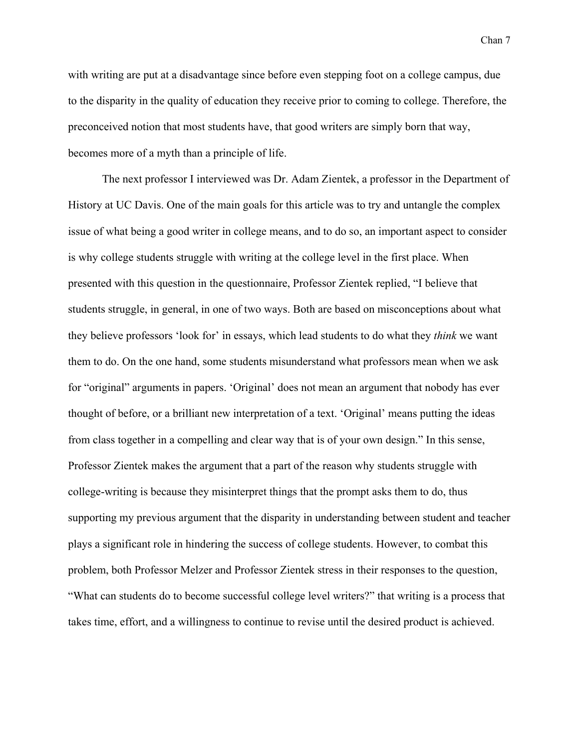with writing are put at a disadvantage since before even stepping foot on a college campus, due to the disparity in the quality of education they receive prior to coming to college. Therefore, the preconceived notion that most students have, that good writers are simply born that way, becomes more of a myth than a principle of life.

The next professor I interviewed was Dr. Adam Zientek, a professor in the Department of History at UC Davis. One of the main goals for this article was to try and untangle the complex issue of what being a good writer in college means, and to do so, an important aspect to consider is why college students struggle with writing at the college level in the first place. When presented with this question in the questionnaire, Professor Zientek replied, "I believe that students struggle, in general, in one of two ways. Both are based on misconceptions about what they believe professors 'look for' in essays, which lead students to do what they *think* we want them to do. On the one hand, some students misunderstand what professors mean when we ask for "original" arguments in papers. 'Original' does not mean an argument that nobody has ever thought of before, or a brilliant new interpretation of a text. 'Original' means putting the ideas from class together in a compelling and clear way that is of your own design." In this sense, Professor Zientek makes the argument that a part of the reason why students struggle with college-writing is because they misinterpret things that the prompt asks them to do, thus supporting my previous argument that the disparity in understanding between student and teacher plays a significant role in hindering the success of college students. However, to combat this problem, both Professor Melzer and Professor Zientek stress in their responses to the question, "What can students do to become successful college level writers?" that writing is a process that takes time, effort, and a willingness to continue to revise until the desired product is achieved.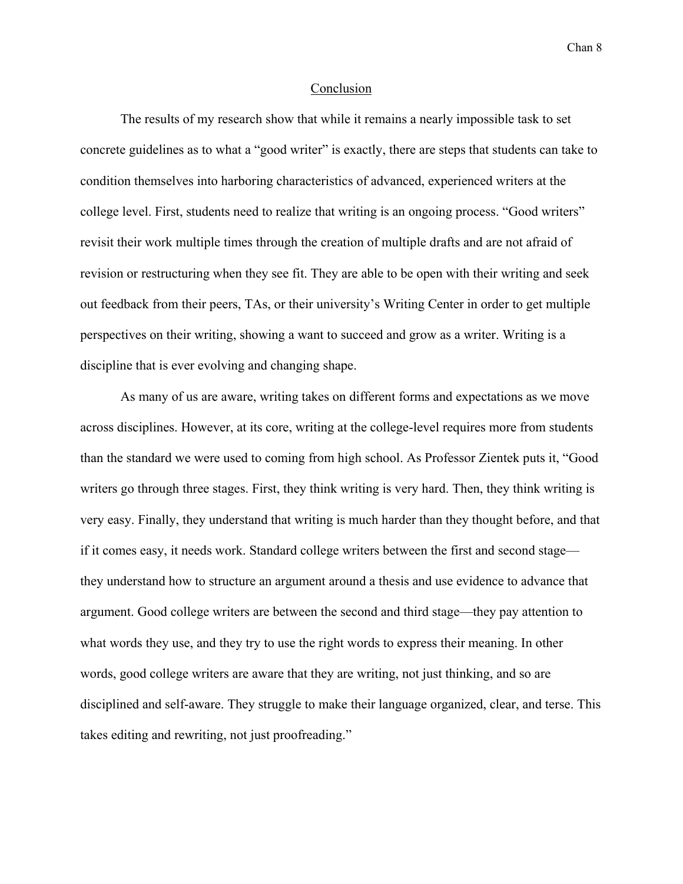## Conclusion

The results of my research show that while it remains a nearly impossible task to set concrete guidelines as to what a "good writer" is exactly, there are steps that students can take to condition themselves into harboring characteristics of advanced, experienced writers at the college level. First, students need to realize that writing is an ongoing process. "Good writers" revisit their work multiple times through the creation of multiple drafts and are not afraid of revision or restructuring when they see fit. They are able to be open with their writing and seek out feedback from their peers, TAs, or their university's Writing Center in order to get multiple perspectives on their writing, showing a want to succeed and grow as a writer. Writing is a discipline that is ever evolving and changing shape.

As many of us are aware, writing takes on different forms and expectations as we move across disciplines. However, at its core, writing at the college-level requires more from students than the standard we were used to coming from high school. As Professor Zientek puts it, "Good writers go through three stages. First, they think writing is very hard. Then, they think writing is very easy. Finally, they understand that writing is much harder than they thought before, and that if it comes easy, it needs work. Standard college writers between the first and second stage—they understand how to structure an argument around a thesis and use evidence to advance that argument. Good college writers are between the second and third stage—they pay attention to what words they use, and they try to use the right words to express their meaning. In other words, good college writers are aware that they are writing, not just thinking, and so are disciplined and self-aware. They struggle to make their language organized, clear, and terse. This takes editing and rewriting, not just proofreading."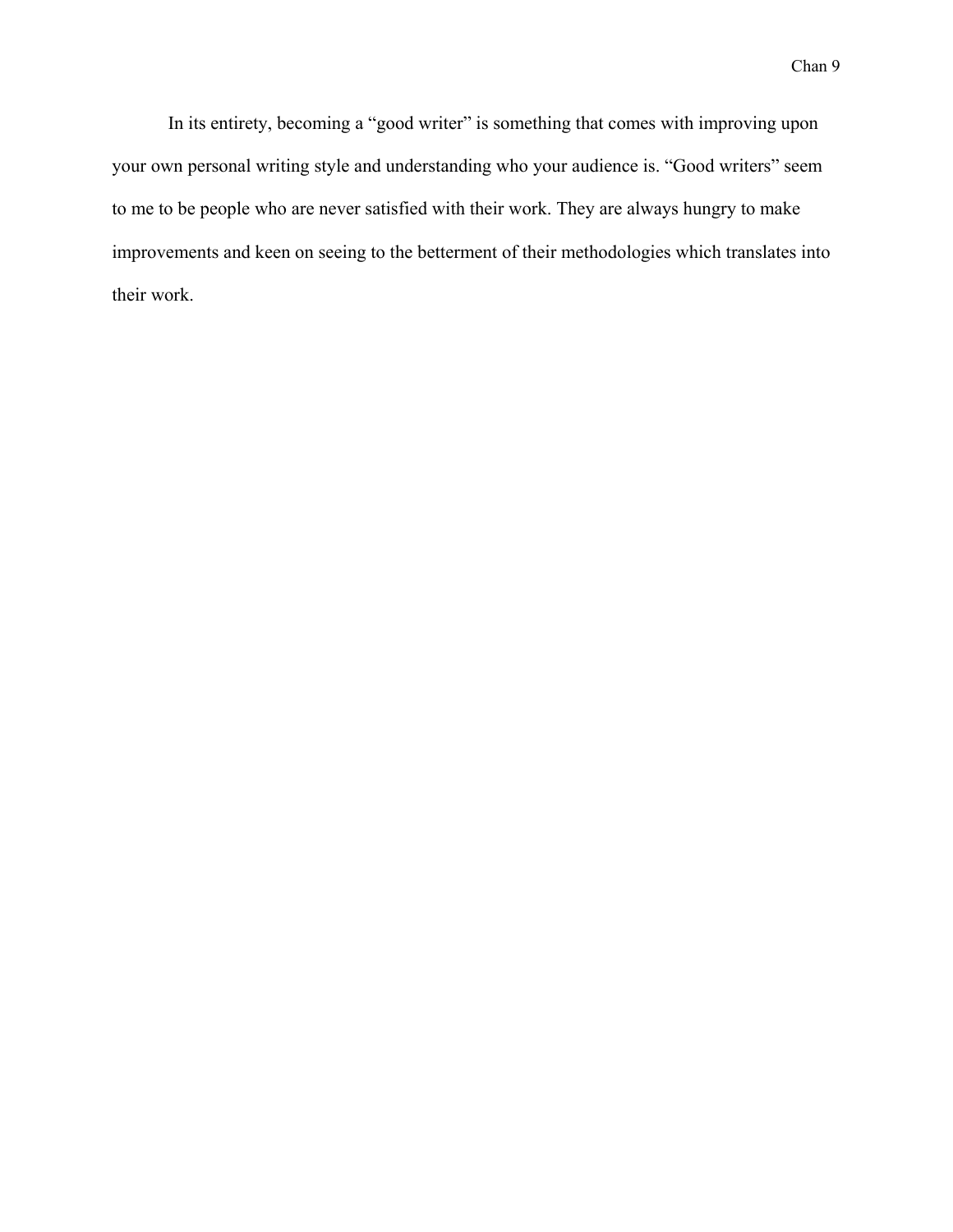In its entirety, becoming a “good writer” is something that comes with improving upon your own personal writing style and understanding who your audience is. “Good writers” seem to me to be people who are never satisfied with their work. They are always hungry to make improvements and keen on seeing to the betterment of their methodologies which translates into their work.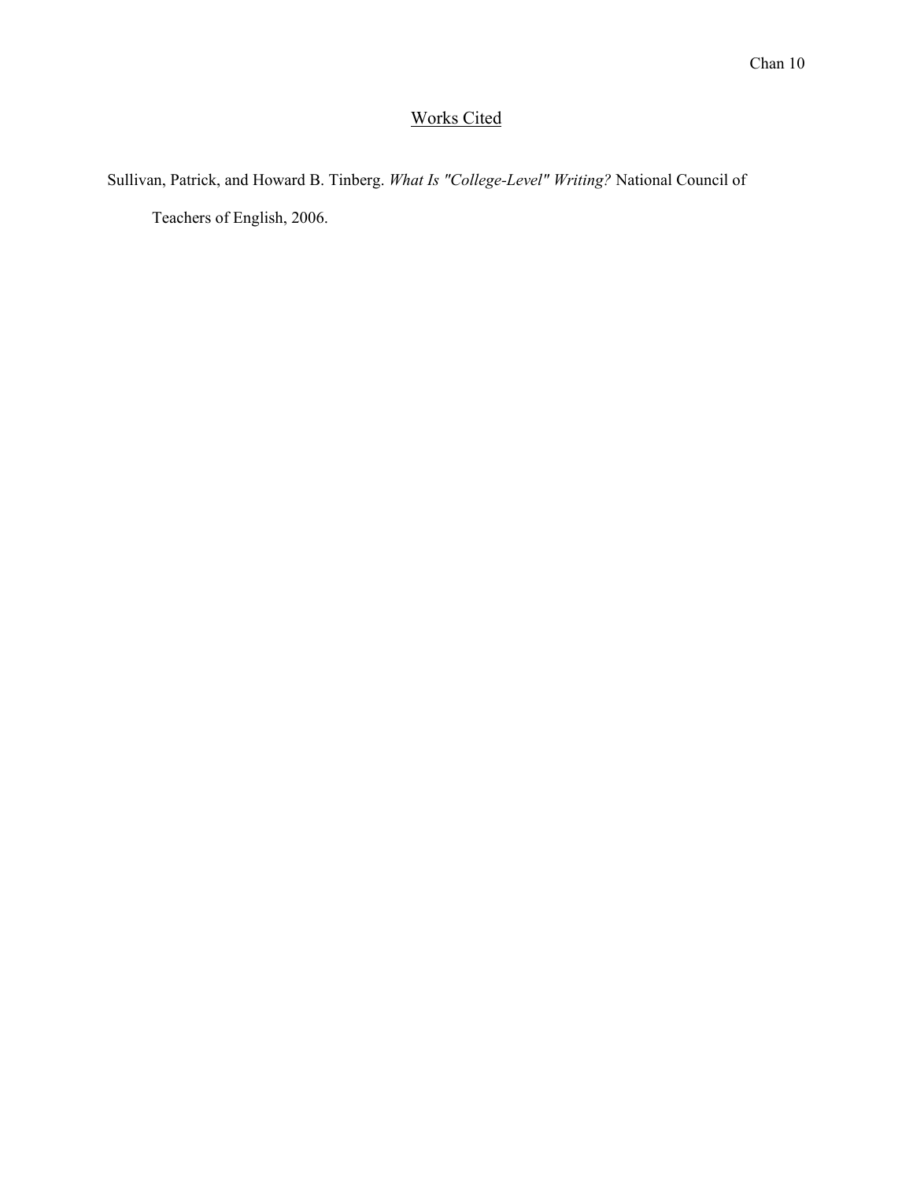# Works Cited

Sullivan, Patrick, and Howard B. Tinberg. *What Is "College-Level" Writing?* National Council of Teachers of English, 2006.